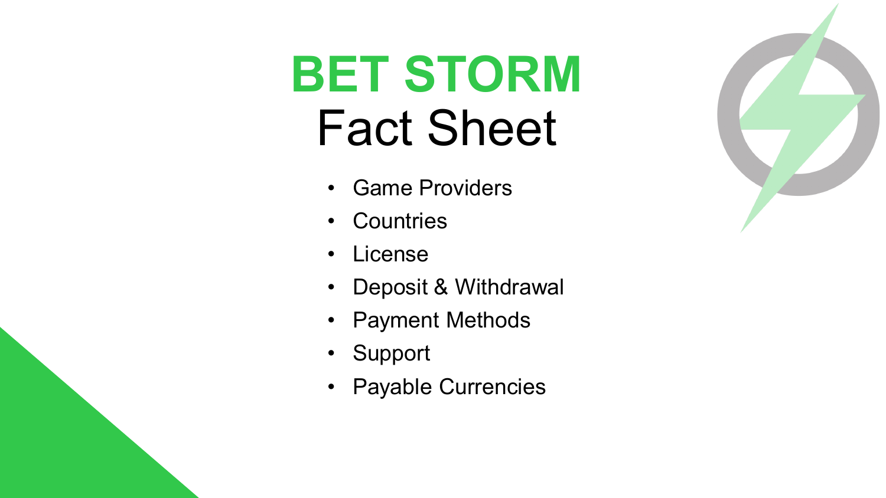# BET STORM
## Fact Sheet

- Game Providers
- Countries
- License
- Deposit & Withdrawal
- Payment Methods
- Support
- Payable Currencies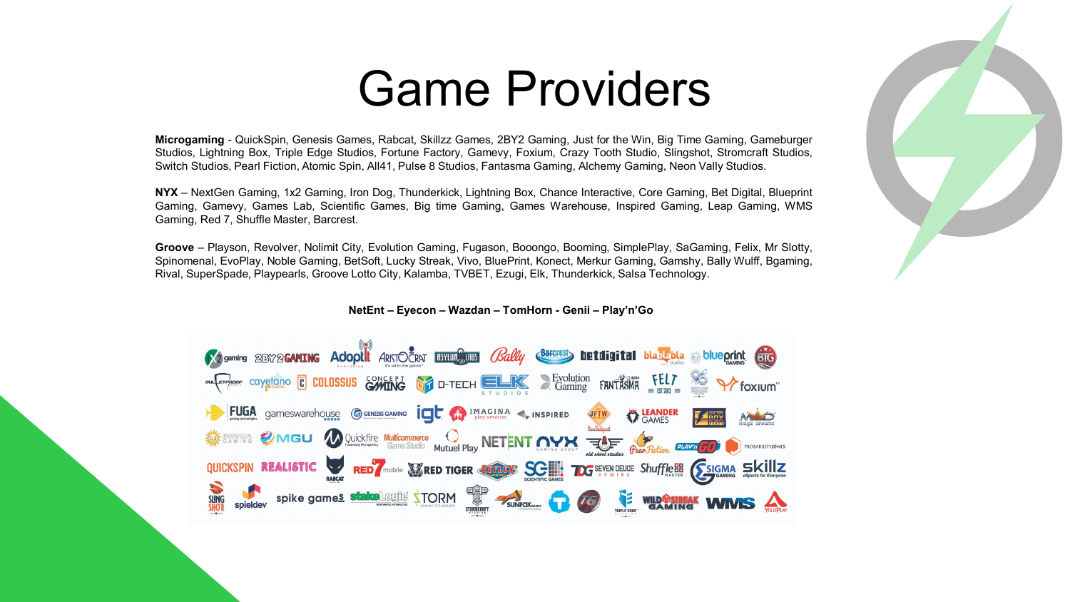# Game Providers

**Microgaming** - QuickSpin, Genesis Games, Rabcat, Skillzz Games, 2BY2 Gaming, Just for the Win, Big Time Gaming, Gameburger Studios, Lightning Box, Triple Edge Studios, Fortune Factory, Gamevy, Foxium, Crazy Tooth Studio, Slingshot, Stromcraft Studios, Switch Studios, Pearl Fiction, Atomic Spin, All41, Pulse 8 Studios, Fantasma Gaming, Alchemy Gaming, Neon Vally Studios.

**NYX** – NextGen Gaming, 1x2 Gaming, Iron Dog, Thunderkick, Lightning Box, Chance Interactive, Core Gaming, Bet Digital, Blueprint Gaming, Gamevy, Games Lab, Scientific Games, Big time Gaming, Games Warehouse, Inspired Gaming, Leap Gaming, WMS Gaming, Red 7, Shuffle Master, Barcrest.

**Groove** – Playson, Revolver, Nolimit City, Evolution Gaming, Fugason, Booongo, Booming, SimplePlay, SaGaming, Felix, Mr Slotty, Spinomenal, EvoPlay, Noble Gaming, BetSoft, Lucky Streak, Vivo, BluePrint, Konect, Merkur Gaming, Gamshy, Bally Wulff, Bgaming, Rival, SuperSpade, Playpearls, Groove Lotto City, Kalamba, TVBET, Ezugi, Elk, Thunderkick, Salsa Technology.

**NetEnt – Eyecon – Wazdan – TomHorn - Genii – Play'n'Go**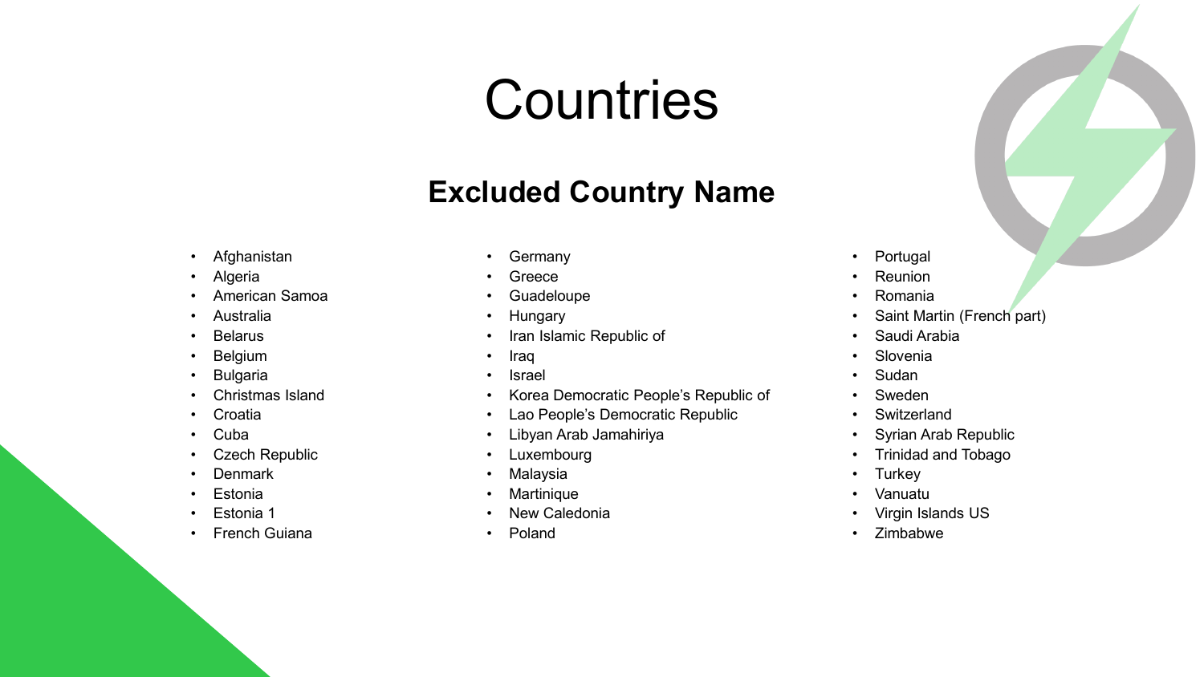# Countries

## Excluded Country Name

- Afghanistan
- Algeria
- American Samoa
- Australia
- Belarus
- Belgium
- Bulgaria
- Christmas Island
- Croatia
- Cuba
- Czech Republic
- Denmark
- Estonia
- Estonia 1
- French Guiana
- Germany
- Greece
- Guadeloupe
- Hungary
- Iran Islamic Republic of
- Iraq
- Israel
- Korea Democratic People's Republic of
- Lao People's Democratic Republic
- Libyan Arab Jamahiriya
- Luxembourg
- Malaysia
- Martinique
- New Caledonia
- Poland
- Portugal
- Reunion
- Romania
- Saint Martin (French part)
- Saudi Arabia
- Slovenia
- Sudan
- Sweden
- Switzerland
- Syrian Arab Republic
- Trinidad and Tobago
- Turkey
- Vanuatu
- Virgin Islands US
- Zimbabwe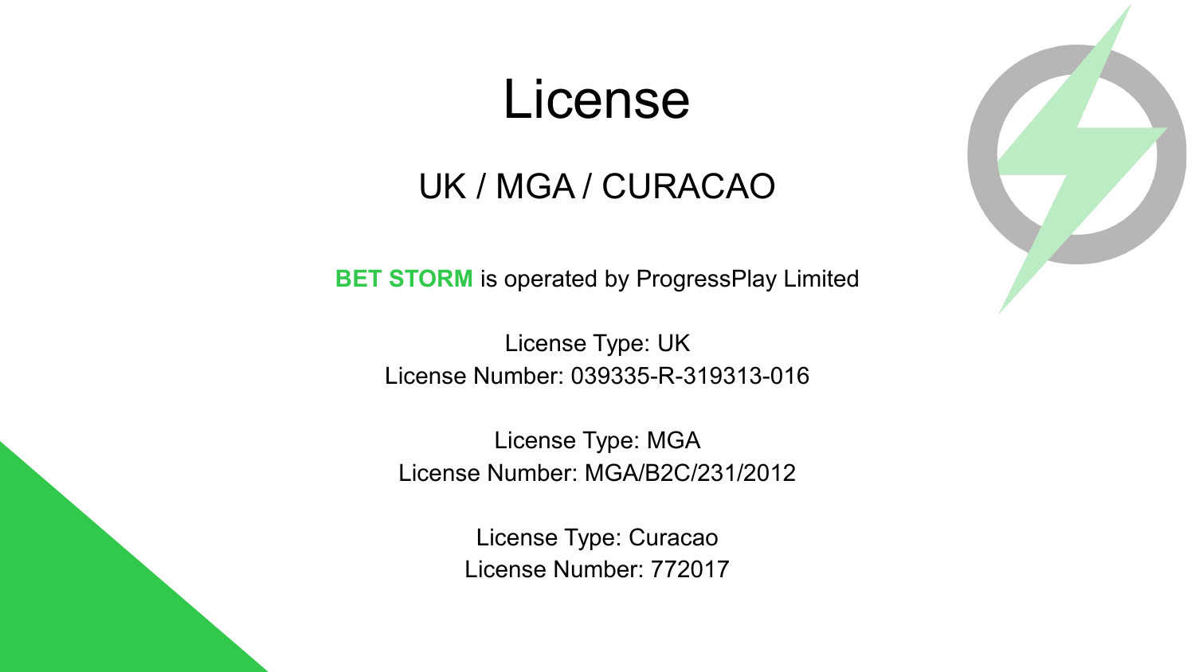# License

## UK / MGA / CURACAO

**BET STORM** is operated by ProgressPlay Limited

License Type: UK
License Number: 039335-R-319313-016

License Type: MGA
License Number: MGA/B2C/231/2012

License Type: Curacao
License Number: 772017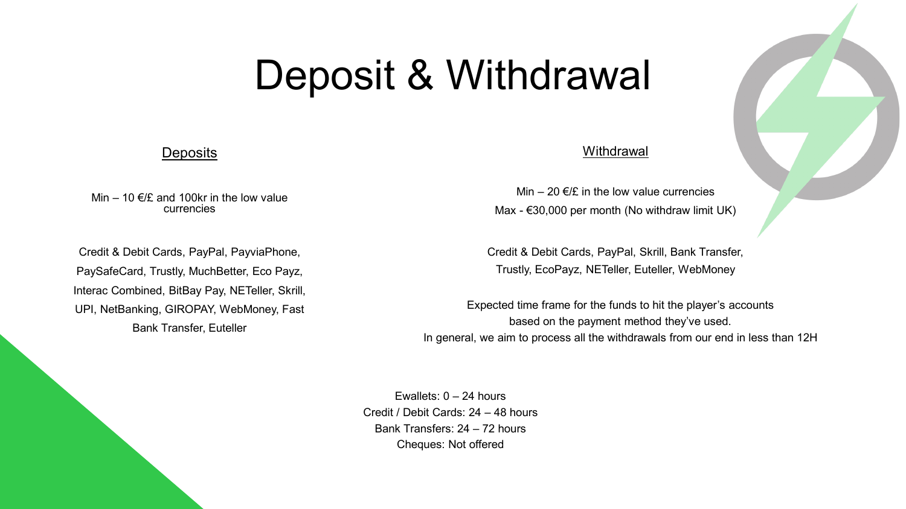# Deposit & Withdrawal

## Deposits

Min – 10 €/£ and 100kr in the low value currencies

Credit & Debit Cards, PayPal, PayviaPhone, PaySafeCard, Trustly, MuchBetter, Eco Payz, Interac Combined, BitBay Pay, NETeller, Skrill, UPI, NetBanking, GIROPAY, WebMoney, Fast Bank Transfer, Euteller

## Withdrawal

Min – 20 €/£ in the low value currencies

Max - €30,000 per month (No withdraw limit UK)

Credit & Debit Cards, PayPal, Skrill, Bank Transfer, Trustly, EcoPayz, NETeller, Euteller, WebMoney

Expected time frame for the funds to hit the player's accounts based on the payment method they've used.
In general, we aim to process all the withdrawals from our end in less than 12H

Ewallets: 0 – 24 hours
Credit / Debit Cards: 24 – 48 hours
Bank Transfers: 24 – 72 hours
Cheques: Not offered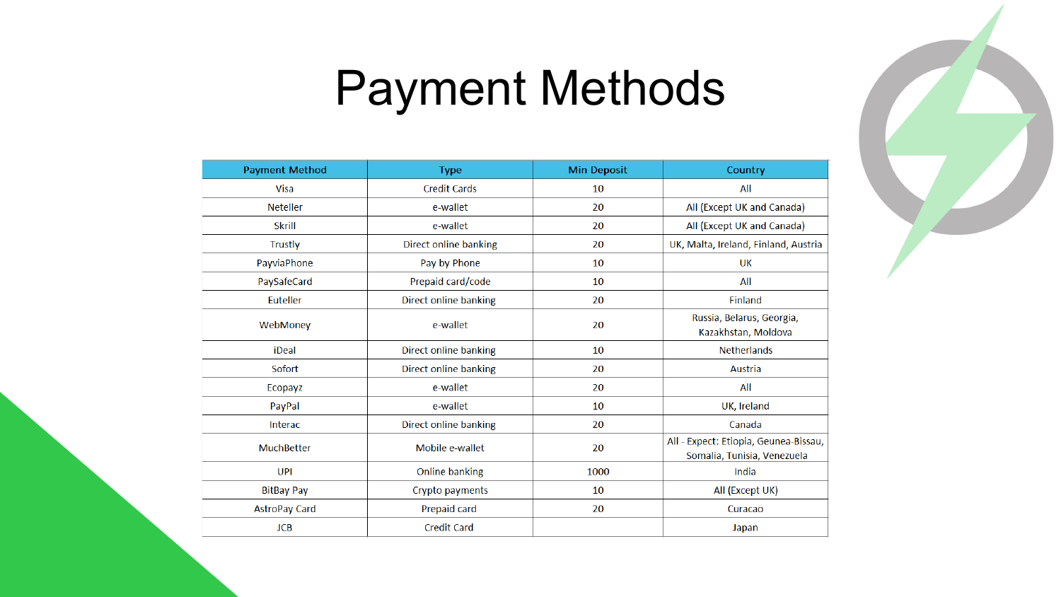# Payment Methods

| Payment Method | Type | Min Deposit | Country |
|---|---|---|---|
| Visa | Credit Cards | 10 | All |
| Neteller | e-wallet | 20 | All (Except UK and Canada) |
| Skrill | e-wallet | 20 | All (Except UK and Canada) |
| Trustly | Direct online banking | 20 | UK, Malta, Ireland, Finland, Austria |
| PayviaPhone | Pay by Phone | 10 | UK |
| PaySafeCard | Prepaid card/code | 10 | All |
| Euteller | Direct online banking | 20 | Finland |
| WebMoney | e-wallet | 20 | Russia, Belarus, Georgia, Kazakhstan, Moldova |
| iDeal | Direct online banking | 10 | Netherlands |
| Sofort | Direct online banking | 20 | Austria |
| Ecopayz | e-wallet | 20 | All |
| PayPal | e-wallet | 10 | UK, Ireland |
| Interac | Direct online banking | 20 | Canada |
| MuchBetter | Mobile e-wallet | 20 | All - Expect: Etiopia, Geunea-Bissau, Somalia, Tunisia, Venezuela |
| UPI | Online banking | 1000 | India |
| BitBay Pay | Crypto payments | 10 | All (Except UK) |
| AstroPay Card | Prepaid card | 20 | Curacao |
| JCB | Credit Card | | Japan |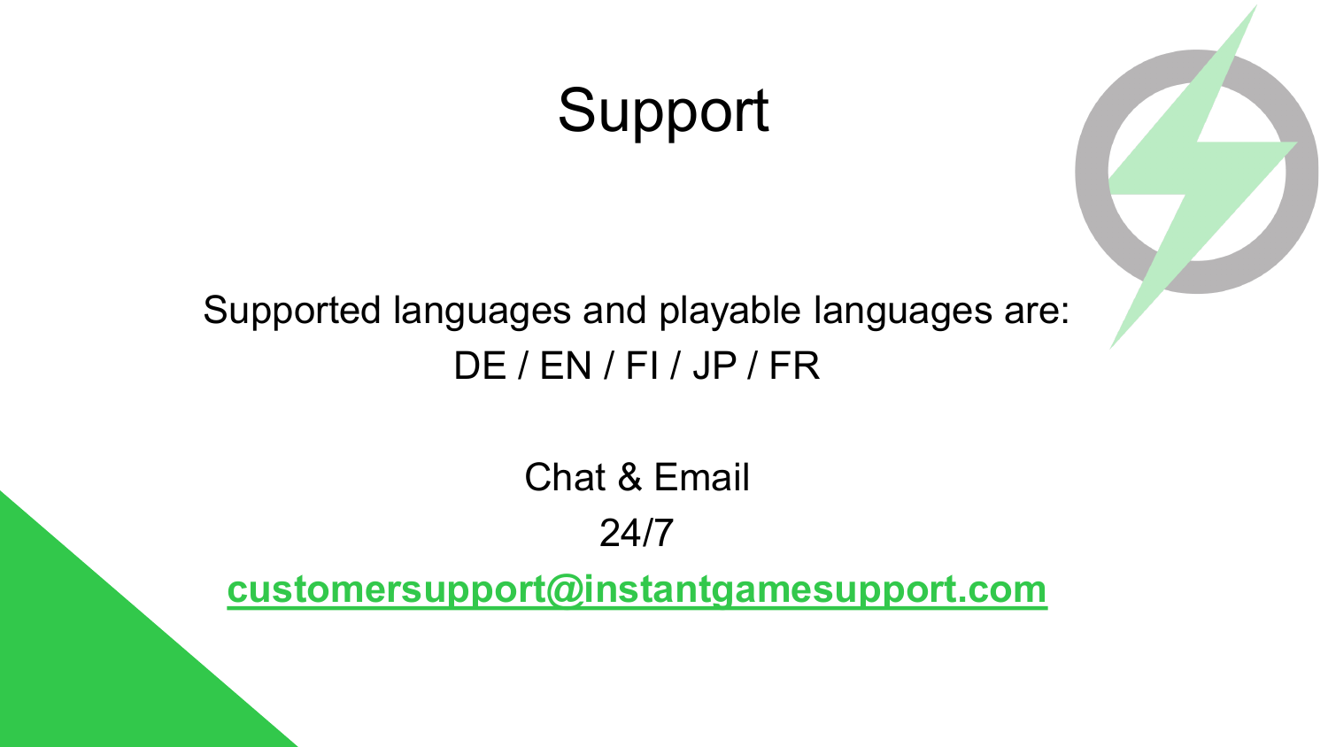# Support

Supported languages and playable languages are:
DE / EN / FI / JP / FR

Chat & Email
24/7
**customersupport@instantgamesupport.com**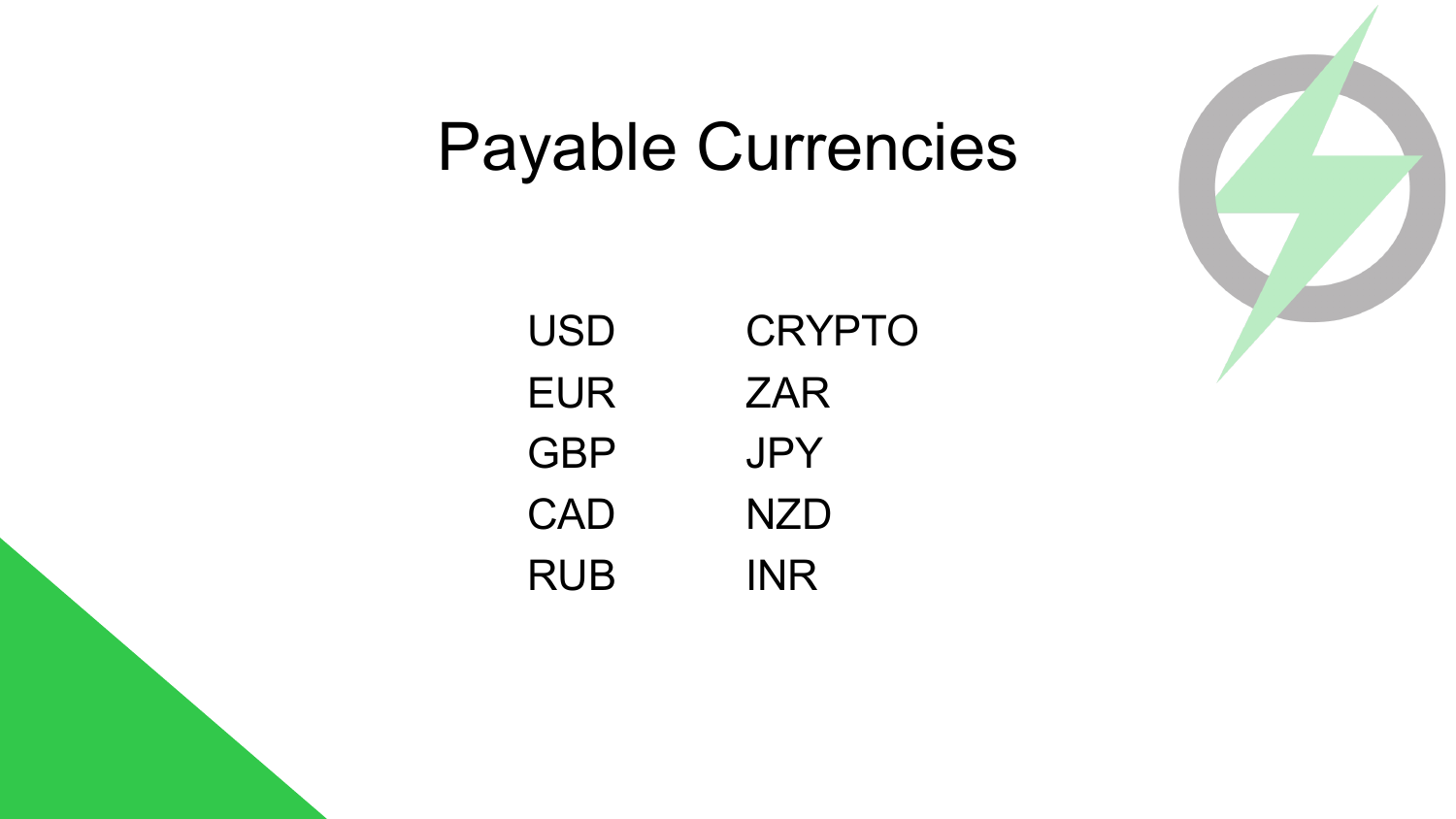# Payable Currencies

| | |
|---|---|
| USD | CRYPTO |
| EUR | ZAR |
| GBP | JPY |
| CAD | NZD |
| RUB | INR |